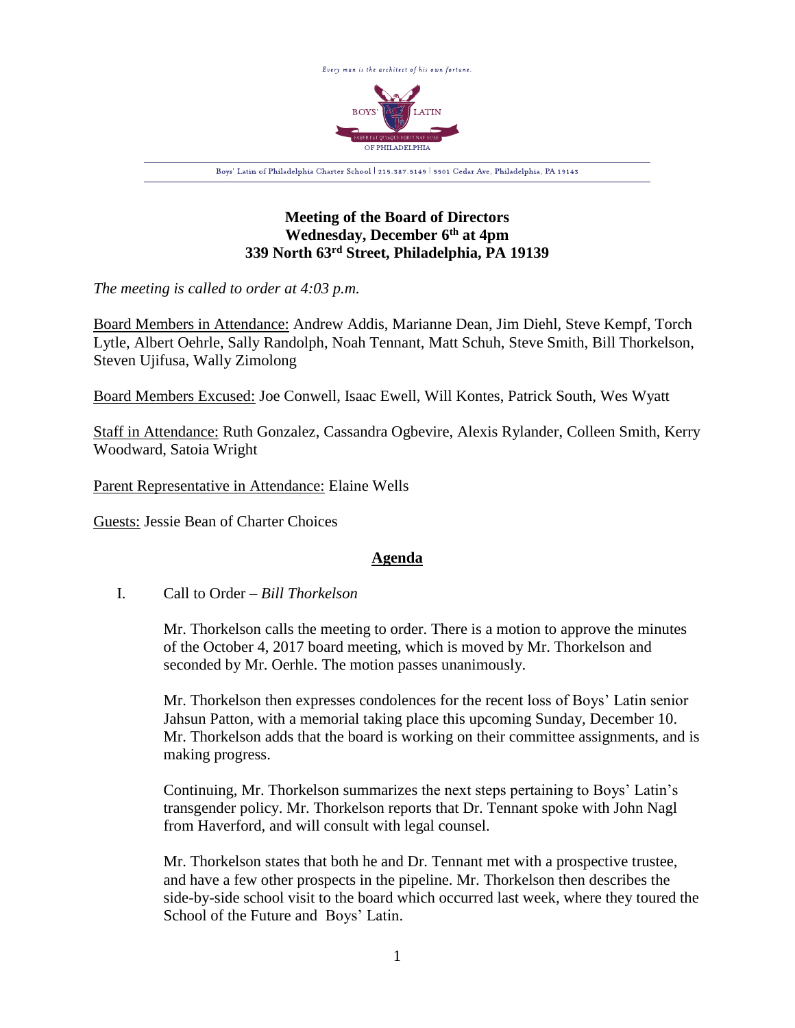Every man is the architect of his own fortune.

BOYS' LATIN
FABER EST QUISQUE FORTUNAE SUAE
OF PHILADELPHIA

Boys' Latin of Philadelphia Charter School | 215.387.5149 | 5501 Cedar Ave, Philadelphia, PA 19143

**Meeting of the Board of Directors**
**Wednesday, December 6th at 4pm**
**339 North 63rd Street, Philadelphia, PA 19139**

*The meeting is called to order at 4:03 p.m.*

Board Members in Attendance: Andrew Addis, Marianne Dean, Jim Diehl, Steve Kempf, Torch Lytle, Albert Oehrle, Sally Randolph, Noah Tennant, Matt Schuh, Steve Smith, Bill Thorkelson, Steven Ujifusa, Wally Zimolong

Board Members Excused: Joe Conwell, Isaac Ewell, Will Kontes, Patrick South, Wes Wyatt

Staff in Attendance: Ruth Gonzalez, Cassandra Ogbevire, Alexis Rylander, Colleen Smith, Kerry Woodward, Satoia Wright

Parent Representative in Attendance: Elaine Wells

Guests: Jessie Bean of Charter Choices

## Agenda

I. Call to Order – *Bill Thorkelson*

Mr. Thorkelson calls the meeting to order. There is a motion to approve the minutes of the October 4, 2017 board meeting, which is moved by Mr. Thorkelson and seconded by Mr. Oerhle. The motion passes unanimously.

Mr. Thorkelson then expresses condolences for the recent loss of Boys' Latin senior Jahsun Patton, with a memorial taking place this upcoming Sunday, December 10. Mr. Thorkelson adds that the board is working on their committee assignments, and is making progress.

Continuing, Mr. Thorkelson summarizes the next steps pertaining to Boys' Latin's transgender policy. Mr. Thorkelson reports that Dr. Tennant spoke with John Nagl from Haverford, and will consult with legal counsel.

Mr. Thorkelson states that both he and Dr. Tennant met with a prospective trustee, and have a few other prospects in the pipeline. Mr. Thorkelson then describes the side-by-side school visit to the board which occurred last week, where they toured the School of the Future and Boys' Latin.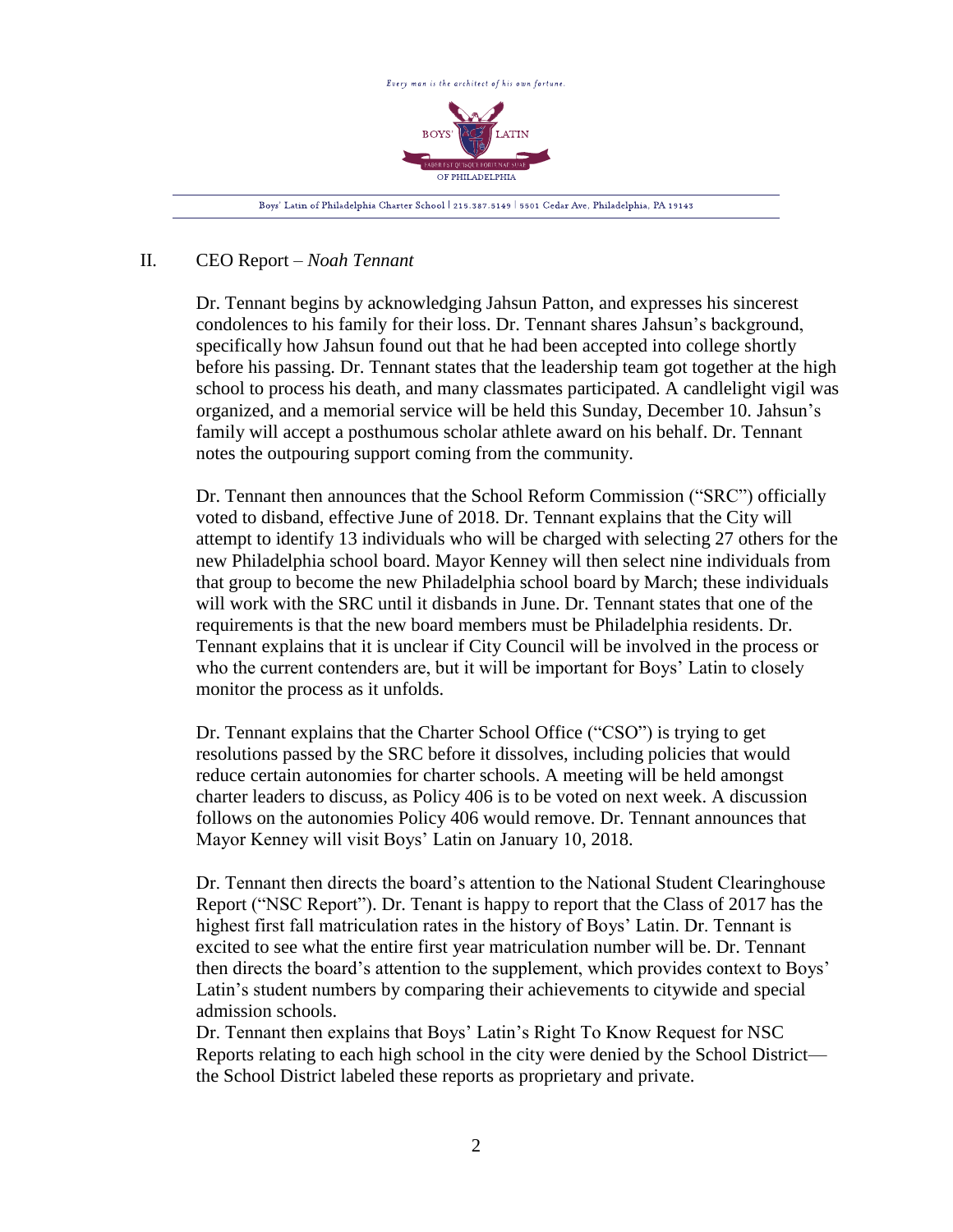## II. CEO Report – *Noah Tennant*

Dr. Tennant begins by acknowledging Jahsun Patton, and expresses his sincerest condolences to his family for their loss. Dr. Tennant shares Jahsun's background, specifically how Jahsun found out that he had been accepted into college shortly before his passing. Dr. Tennant states that the leadership team got together at the high school to process his death, and many classmates participated. A candlelight vigil was organized, and a memorial service will be held this Sunday, December 10. Jahsun's family will accept a posthumous scholar athlete award on his behalf. Dr. Tennant notes the outpouring support coming from the community.

Dr. Tennant then announces that the School Reform Commission ("SRC") officially voted to disband, effective June of 2018. Dr. Tennant explains that the City will attempt to identify 13 individuals who will be charged with selecting 27 others for the new Philadelphia school board. Mayor Kenney will then select nine individuals from that group to become the new Philadelphia school board by March; these individuals will work with the SRC until it disbands in June. Dr. Tennant states that one of the requirements is that the new board members must be Philadelphia residents. Dr. Tennant explains that it is unclear if City Council will be involved in the process or who the current contenders are, but it will be important for Boys' Latin to closely monitor the process as it unfolds.

Dr. Tennant explains that the Charter School Office ("CSO") is trying to get resolutions passed by the SRC before it dissolves, including policies that would reduce certain autonomies for charter schools. A meeting will be held amongst charter leaders to discuss, as Policy 406 is to be voted on next week. A discussion follows on the autonomies Policy 406 would remove. Dr. Tennant announces that Mayor Kenney will visit Boys' Latin on January 10, 2018.

Dr. Tennant then directs the board's attention to the National Student Clearinghouse Report ("NSC Report"). Dr. Tenant is happy to report that the Class of 2017 has the highest first fall matriculation rates in the history of Boys' Latin. Dr. Tennant is excited to see what the entire first year matriculation number will be. Dr. Tennant then directs the board's attention to the supplement, which provides context to Boys' Latin's student numbers by comparing their achievements to citywide and special admission schools.

Dr. Tennant then explains that Boys' Latin's Right To Know Request for NSC Reports relating to each high school in the city were denied by the School District—the School District labeled these reports as proprietary and private.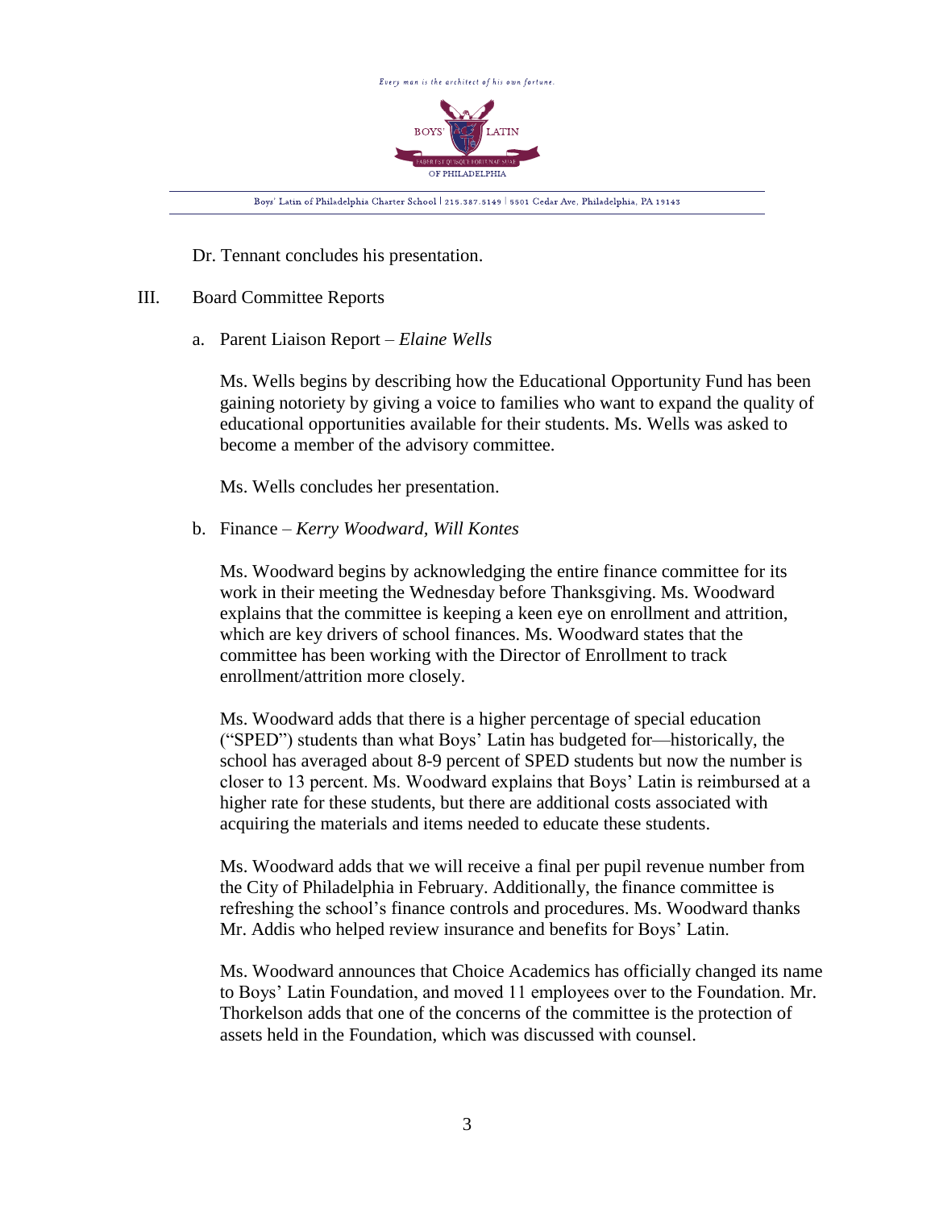Dr. Tennant concludes his presentation.

III. Board Committee Reports

a. Parent Liaison Report – *Elaine Wells*

Ms. Wells begins by describing how the Educational Opportunity Fund has been gaining notoriety by giving a voice to families who want to expand the quality of educational opportunities available for their students. Ms. Wells was asked to become a member of the advisory committee.

Ms. Wells concludes her presentation.

b. Finance – *Kerry Woodward, Will Kontes*

Ms. Woodward begins by acknowledging the entire finance committee for its work in their meeting the Wednesday before Thanksgiving. Ms. Woodward explains that the committee is keeping a keen eye on enrollment and attrition, which are key drivers of school finances. Ms. Woodward states that the committee has been working with the Director of Enrollment to track enrollment/attrition more closely.

Ms. Woodward adds that there is a higher percentage of special education ("SPED") students than what Boys' Latin has budgeted for—historically, the school has averaged about 8-9 percent of SPED students but now the number is closer to 13 percent. Ms. Woodward explains that Boys' Latin is reimbursed at a higher rate for these students, but there are additional costs associated with acquiring the materials and items needed to educate these students.

Ms. Woodward adds that we will receive a final per pupil revenue number from the City of Philadelphia in February. Additionally, the finance committee is refreshing the school's finance controls and procedures. Ms. Woodward thanks Mr. Addis who helped review insurance and benefits for Boys' Latin.

Ms. Woodward announces that Choice Academics has officially changed its name to Boys' Latin Foundation, and moved 11 employees over to the Foundation. Mr. Thorkelson adds that one of the concerns of the committee is the protection of assets held in the Foundation, which was discussed with counsel.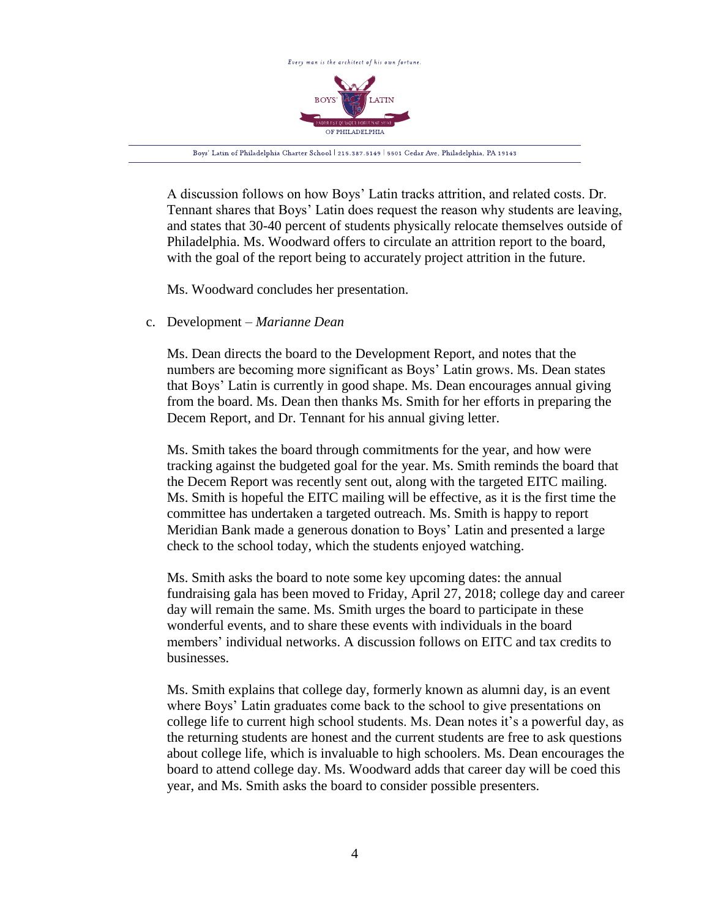A discussion follows on how Boys' Latin tracks attrition, and related costs. Dr. Tennant shares that Boys' Latin does request the reason why students are leaving, and states that 30-40 percent of students physically relocate themselves outside of Philadelphia. Ms. Woodward offers to circulate an attrition report to the board, with the goal of the report being to accurately project attrition in the future.

Ms. Woodward concludes her presentation.

c. Development – *Marianne Dean*

Ms. Dean directs the board to the Development Report, and notes that the numbers are becoming more significant as Boys' Latin grows. Ms. Dean states that Boys' Latin is currently in good shape. Ms. Dean encourages annual giving from the board. Ms. Dean then thanks Ms. Smith for her efforts in preparing the Decem Report, and Dr. Tennant for his annual giving letter.

Ms. Smith takes the board through commitments for the year, and how were tracking against the budgeted goal for the year. Ms. Smith reminds the board that the Decem Report was recently sent out, along with the targeted EITC mailing. Ms. Smith is hopeful the EITC mailing will be effective, as it is the first time the committee has undertaken a targeted outreach. Ms. Smith is happy to report Meridian Bank made a generous donation to Boys' Latin and presented a large check to the school today, which the students enjoyed watching.

Ms. Smith asks the board to note some key upcoming dates: the annual fundraising gala has been moved to Friday, April 27, 2018; college day and career day will remain the same. Ms. Smith urges the board to participate in these wonderful events, and to share these events with individuals in the board members' individual networks. A discussion follows on EITC and tax credits to businesses.

Ms. Smith explains that college day, formerly known as alumni day, is an event where Boys' Latin graduates come back to the school to give presentations on college life to current high school students. Ms. Dean notes it's a powerful day, as the returning students are honest and the current students are free to ask questions about college life, which is invaluable to high schoolers. Ms. Dean encourages the board to attend college day. Ms. Woodward adds that career day will be coed this year, and Ms. Smith asks the board to consider possible presenters.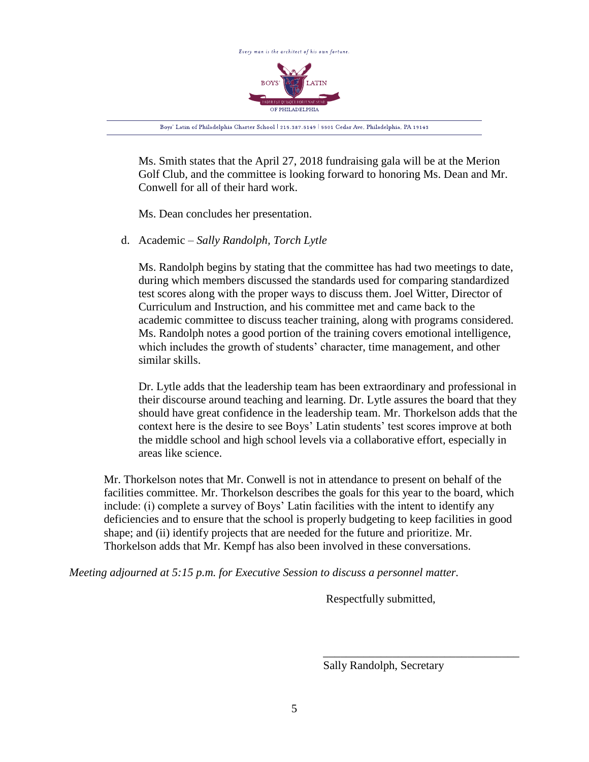Ms. Smith states that the April 27, 2018 fundraising gala will be at the Merion Golf Club, and the committee is looking forward to honoring Ms. Dean and Mr. Conwell for all of their hard work.

Ms. Dean concludes her presentation.

d. Academic – *Sally Randolph, Torch Lytle*

Ms. Randolph begins by stating that the committee has had two meetings to date, during which members discussed the standards used for comparing standardized test scores along with the proper ways to discuss them. Joel Witter, Director of Curriculum and Instruction, and his committee met and came back to the academic committee to discuss teacher training, along with programs considered. Ms. Randolph notes a good portion of the training covers emotional intelligence, which includes the growth of students' character, time management, and other similar skills.

Dr. Lytle adds that the leadership team has been extraordinary and professional in their discourse around teaching and learning. Dr. Lytle assures the board that they should have great confidence in the leadership team. Mr. Thorkelson adds that the context here is the desire to see Boys' Latin students' test scores improve at both the middle school and high school levels via a collaborative effort, especially in areas like science.

Mr. Thorkelson notes that Mr. Conwell is not in attendance to present on behalf of the facilities committee. Mr. Thorkelson describes the goals for this year to the board, which include: (i) complete a survey of Boys' Latin facilities with the intent to identify any deficiencies and to ensure that the school is properly budgeting to keep facilities in good shape; and (ii) identify projects that are needed for the future and prioritize. Mr. Thorkelson adds that Mr. Kempf has also been involved in these conversations.

*Meeting adjourned at 5:15 p.m. for Executive Session to discuss a personnel matter.*

Respectfully submitted,

\_\_\_\_\_\_\_\_\_\_\_\_\_\_\_\_\_\_\_\_\_\_\_\_\_\_\_\_\_\_\_\_\_\_

Sally Randolph, Secretary